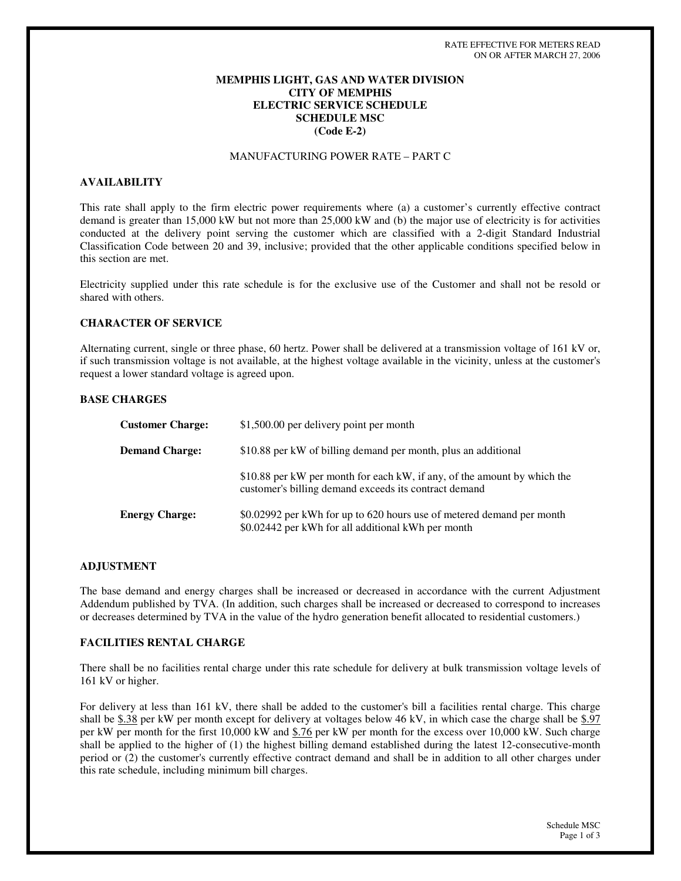RATE EFFECTIVE FOR METERS READ
ON OR AFTER MARCH 27, 2006

# MEMPHIS LIGHT, GAS AND WATER DIVISION
# CITY OF MEMPHIS
# ELECTRIC SERVICE SCHEDULE
# SCHEDULE MSC
# (Code E-2)

MANUFACTURING POWER RATE – PART C

## AVAILABILITY

This rate shall apply to the firm electric power requirements where (a) a customer's currently effective contract demand is greater than 15,000 kW but not more than 25,000 kW and (b) the major use of electricity is for activities conducted at the delivery point serving the customer which are classified with a 2-digit Standard Industrial Classification Code between 20 and 39, inclusive; provided that the other applicable conditions specified below in this section are met.

Electricity supplied under this rate schedule is for the exclusive use of the Customer and shall not be resold or shared with others.

## CHARACTER OF SERVICE

Alternating current, single or three phase, 60 hertz. Power shall be delivered at a transmission voltage of 161 kV or, if such transmission voltage is not available, at the highest voltage available in the vicinity, unless at the customer's request a lower standard voltage is agreed upon.

## BASE CHARGES

| | |
|---|---|
| **Customer Charge:** | $1,500.00 per delivery point per month |
| **Demand Charge:** | $10.88 per kW of billing demand per month, plus an additional |
| | $10.88 per kW per month for each kW, if any, of the amount by which the customer's billing demand exceeds its contract demand |
| **Energy Charge:** | $0.02992 per kWh for up to 620 hours use of metered demand per month<br>$0.02442 per kWh for all additional kWh per month |

## ADJUSTMENT

The base demand and energy charges shall be increased or decreased in accordance with the current Adjustment Addendum published by TVA. (In addition, such charges shall be increased or decreased to correspond to increases or decreases determined by TVA in the value of the hydro generation benefit allocated to residential customers.)

## FACILITIES RENTAL CHARGE

There shall be no facilities rental charge under this rate schedule for delivery at bulk transmission voltage levels of 161 kV or higher.

For delivery at less than 161 kV, there shall be added to the customer's bill a facilities rental charge. This charge shall be $.38 per kW per month except for delivery at voltages below 46 kV, in which case the charge shall be $.97 per kW per month for the first 10,000 kW and $.76 per kW per month for the excess over 10,000 kW. Such charge shall be applied to the higher of (1) the highest billing demand established during the latest 12-consecutive-month period or (2) the customer's currently effective contract demand and shall be in addition to all other charges under this rate schedule, including minimum bill charges.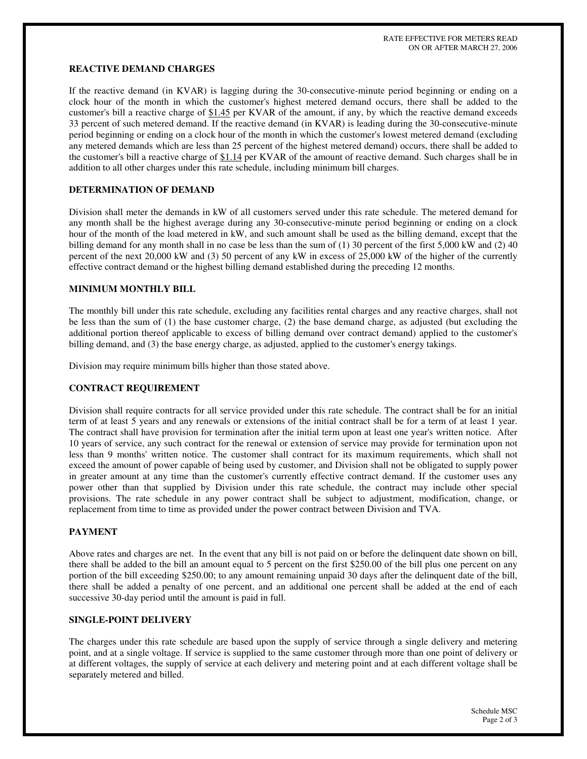RATE EFFECTIVE FOR METERS READ ON OR AFTER MARCH 27, 2006

**REACTIVE DEMAND CHARGES**

If the reactive demand (in KVAR) is lagging during the 30-consecutive-minute period beginning or ending on a clock hour of the month in which the customer's highest metered demand occurs, there shall be added to the customer's bill a reactive charge of $1.45 per KVAR of the amount, if any, by which the reactive demand exceeds 33 percent of such metered demand. If the reactive demand (in KVAR) is leading during the 30-consecutive-minute period beginning or ending on a clock hour of the month in which the customer's lowest metered demand (excluding any metered demands which are less than 25 percent of the highest metered demand) occurs, there shall be added to the customer's bill a reactive charge of $1.14 per KVAR of the amount of reactive demand. Such charges shall be in addition to all other charges under this rate schedule, including minimum bill charges.

**DETERMINATION OF DEMAND**

Division shall meter the demands in kW of all customers served under this rate schedule. The metered demand for any month shall be the highest average during any 30-consecutive-minute period beginning or ending on a clock hour of the month of the load metered in kW, and such amount shall be used as the billing demand, except that the billing demand for any month shall in no case be less than the sum of (1) 30 percent of the first 5,000 kW and (2) 40 percent of the next 20,000 kW and (3) 50 percent of any kW in excess of 25,000 kW of the higher of the currently effective contract demand or the highest billing demand established during the preceding 12 months.

**MINIMUM MONTHLY BILL**

The monthly bill under this rate schedule, excluding any facilities rental charges and any reactive charges, shall not be less than the sum of (1) the base customer charge, (2) the base demand charge, as adjusted (but excluding the additional portion thereof applicable to excess of billing demand over contract demand) applied to the customer's billing demand, and (3) the base energy charge, as adjusted, applied to the customer's energy takings.

Division may require minimum bills higher than those stated above.

**CONTRACT REQUIREMENT**

Division shall require contracts for all service provided under this rate schedule. The contract shall be for an initial term of at least 5 years and any renewals or extensions of the initial contract shall be for a term of at least 1 year. The contract shall have provision for termination after the initial term upon at least one year's written notice. After 10 years of service, any such contract for the renewal or extension of service may provide for termination upon not less than 9 months' written notice. The customer shall contract for its maximum requirements, which shall not exceed the amount of power capable of being used by customer, and Division shall not be obligated to supply power in greater amount at any time than the customer's currently effective contract demand. If the customer uses any power other than that supplied by Division under this rate schedule, the contract may include other special provisions. The rate schedule in any power contract shall be subject to adjustment, modification, change, or replacement from time to time as provided under the power contract between Division and TVA.

**PAYMENT**

Above rates and charges are net. In the event that any bill is not paid on or before the delinquent date shown on bill, there shall be added to the bill an amount equal to 5 percent on the first $250.00 of the bill plus one percent on any portion of the bill exceeding $250.00; to any amount remaining unpaid 30 days after the delinquent date of the bill, there shall be added a penalty of one percent, and an additional one percent shall be added at the end of each successive 30-day period until the amount is paid in full.

**SINGLE-POINT DELIVERY**

The charges under this rate schedule are based upon the supply of service through a single delivery and metering point, and at a single voltage. If service is supplied to the same customer through more than one point of delivery or at different voltages, the supply of service at each delivery and metering point and at each different voltage shall be separately metered and billed.

Schedule MSC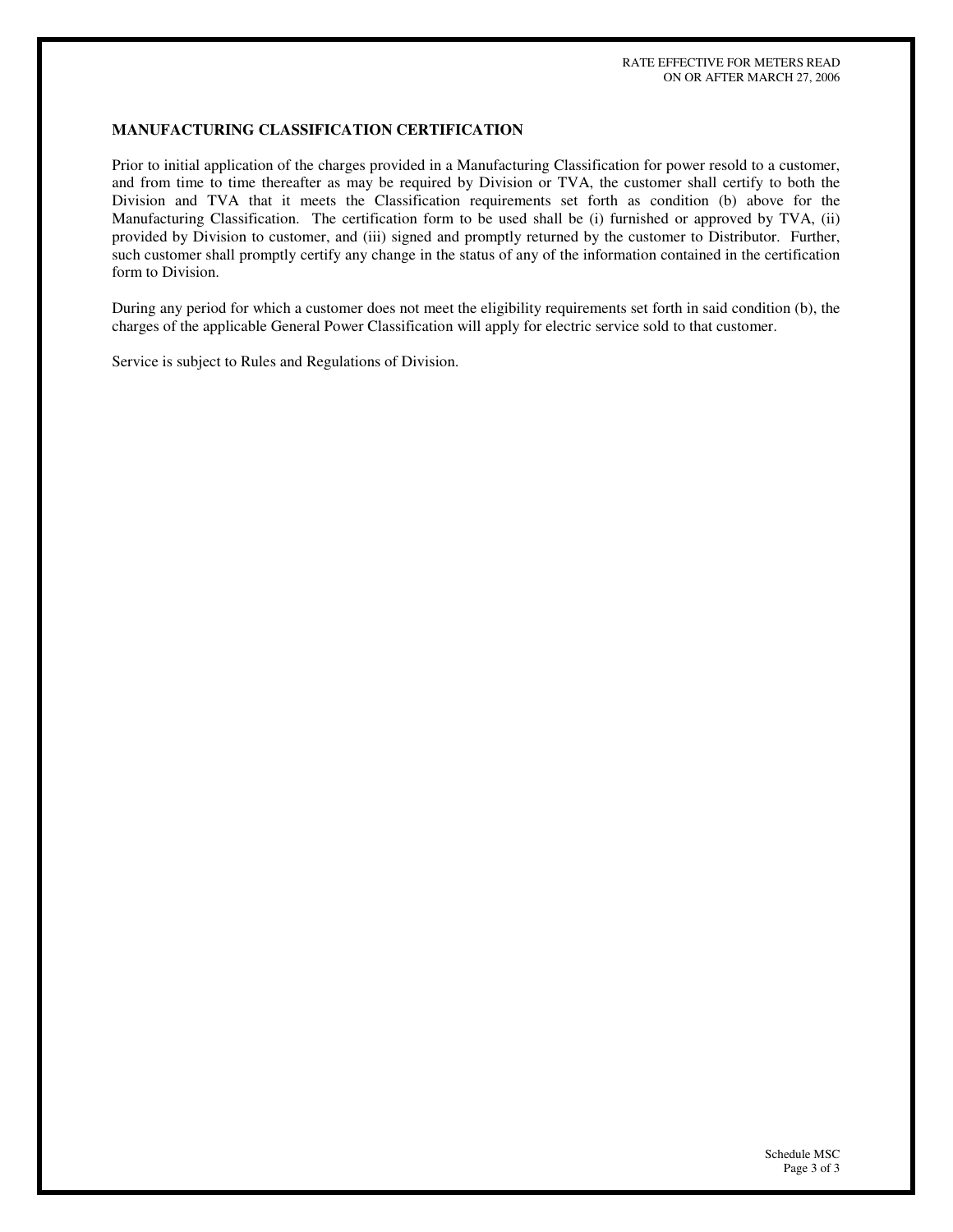## MANUFACTURING CLASSIFICATION CERTIFICATION

Prior to initial application of the charges provided in a Manufacturing Classification for power resold to a customer, and from time to time thereafter as may be required by Division or TVA, the customer shall certify to both the Division and TVA that it meets the Classification requirements set forth as condition (b) above for the Manufacturing Classification. The certification form to be used shall be (i) furnished or approved by TVA, (ii) provided by Division to customer, and (iii) signed and promptly returned by the customer to Distributor. Further, such customer shall promptly certify any change in the status of any of the information contained in the certification form to Division.

During any period for which a customer does not meet the eligibility requirements set forth in said condition (b), the charges of the applicable General Power Classification will apply for electric service sold to that customer.

Service is subject to Rules and Regulations of Division.